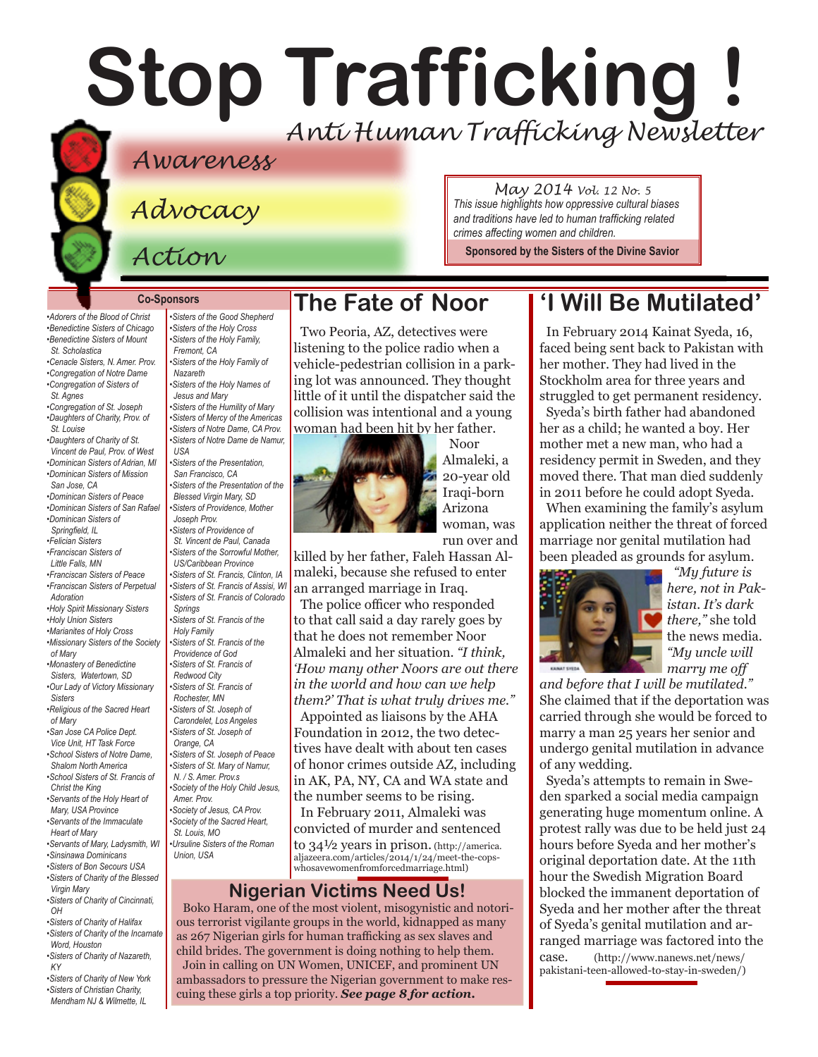# Stop Trafficking !

*Anti Human Trafficking Newsletter*

*Awareness*

*Advocacy*

*Action*

*May 2014 Vol. 12 No. 5*

*This issue highlights how oppressive cultural biases and traditions have led to human trafficking related crimes affecting women and children.*

**Sponsored by the Sisters of the Divine Savior**

## Co-Sponsors

- *Adorers of the Blood of Christ*
- *Benedictine Sisters of Chicago*
- *Benedictine Sisters of Mount St. Scholastica*
- *Cenacle Sisters, N. Amer. Prov.*
- *Congregation of Notre Dame*
- *Congregation of Sisters of St. Agnes*
- *Congregation of St. Joseph*
- *Daughters of Charity, Prov. of St. Louise*
- *Daughters of Charity of St. Vincent de Paul, Prov. of West*
- *Dominican Sisters of Adrian, MI*
- *Dominican Sisters of Mission San Jose, CA*
- *Dominican Sisters of Peace*
- *Dominican Sisters of San Rafael*
- *Dominican Sisters of Springfield, IL*
- *Felician Sisters*
- *Franciscan Sisters of Little Falls, MN*
- *Franciscan Sisters of Peace*
- *Franciscan Sisters of Perpetual Adoration*
- *Holy Spirit Missionary Sisters*
- *Holy Union Sisters*
- *Marianites of Holy Cross*
- *Missionary Sisters of the Society of Mary*
- *Monastery of Benedictine Sisters, Watertown, SD*
- *Our Lady of Victory Missionary Sisters*
- *Religious of the Sacred Heart of Mary*
- *San Jose CA Police Dept. Vice Unit, HT Task Force*
- *School Sisters of Notre Dame, Shalom North America*
- *School Sisters of St. Francis of Christ the King*
- *Servants of the Holy Heart of Mary, USA Province*
- *Servants of the Immaculate Heart of Mary*
- *Servants of Mary, Ladysmith, WI*
- *Sinsinawa Dominicans*
- *Sisters of Bon Secours USA*
- *Sisters of Charity of the Blessed Virgin Mary*
- *Sisters of Charity of Cincinnati, OH*
- *Sisters of Charity of Halifax*
- *Sisters of Charity of the Incarnate Word, Houston*
- *Sisters of Charity of Nazareth, KY*
- *Sisters of Charity of New York*
- *Sisters of Christian Charity, Mendham NJ & Wilmette, IL*
- *Sisters of the Good Shepherd*
- *Sisters of the Holy Cross*
- *Sisters of the Holy Family, Fremont, CA*
- *Sisters of the Holy Family of Nazareth*
- *Sisters of the Holy Names of Jesus and Mary*
- *Sisters of the Humility of Mary*
- *Sisters of Mercy of the Americas*
- *Sisters of Notre Dame, CA Prov.*
- *Sisters of Notre Dame de Namur, USA*
- *Sisters of the Presentation, San Francisco, CA*
- *Sisters of the Presentation of the Blessed Virgin Mary, SD*
- *Sisters of Providence, Mother Joseph Prov.*
- *Sisters of Providence of St. Vincent de Paul, Canada*
- *Sisters of the Sorrowful Mother, US/Caribbean Province*
- *Sisters of St. Francis, Clinton, IA*
- *Sisters of St. Francis of Assisi, WI*
- *Sisters of St. Francis of Colorado Springs*
- *Sisters of St. Francis of the Holy Family*
- *Sisters of St. Francis of the Providence of God*
- *Sisters of St. Francis of Redwood City*
- *Sisters of St. Francis of Rochester, MN*
- *Sisters of St. Joseph of Carondelet, Los Angeles*
- *Sisters of St. Joseph of Orange, CA*
- *Sisters of St. Joseph of Peace*
- *Sisters of St. Mary of Namur, N. / S. Amer. Prov.s*
- *Society of the Holy Child Jesus, Amer. Prov.*
- *Society of Jesus, CA Prov.*
- *Society of the Sacred Heart, St. Louis, MO*
- *Ursuline Sisters of the Roman Union, USA*

## The Fate of Noor

Two Peoria, AZ, detectives were listening to the police radio when a vehicle-pedestrian collision in a parking lot was announced. They thought little of it until the dispatcher said the collision was intentional and a young woman had been hit by her father.

Noor Almaleki, a 20-year old Iraqi-born Arizona woman, was run over and killed by her father, Faleh Hassan Almaleki, because she refused to enter an arranged marriage in Iraq.

The police officer who responded to that call said a day rarely goes by that he does not remember Noor Almaleki and her situation. *"I think, 'How many other Noors are out there in the world and how can we help them?' That is what truly drives me."*

Appointed as liaisons by the AHA Foundation in 2012, the two detectives have dealt with about ten cases of honor crimes outside AZ, including in AK, PA, NY, CA and WA state and the number seems to be rising.

In February 2011, Almaleki was convicted of murder and sentenced to 34½ years in prison. (http://america.aljazeera.com/articles/2014/1/24/meet-the-cops-whosavewomenfromforcedmarriage.html)

## 'I Will Be Mutilated'

In February 2014 Kainat Syeda, 16, faced being sent back to Pakistan with her mother. They had lived in the Stockholm area for three years and struggled to get permanent residency.

Syeda's birth father had abandoned her as a child; he wanted a boy. Her mother met a new man, who had a residency permit in Sweden, and they moved there. That man died suddenly in 2011 before he could adopt Syeda.

When examining the family's asylum application neither the threat of forced marriage nor genital mutilation had been pleaded as grounds for asylum.

*"My future is here, not in Pakistan. It's dark there,"* she told the news media. *"My uncle will marry me off and before that I will be mutilated."* She claimed that if the deportation was carried through she would be forced to marry a man 25 years her senior and undergo genital mutilation in advance of any wedding.

Syeda's attempts to remain in Sweden sparked a social media campaign generating huge momentum online. A protest rally was due to be held just 24 hours before Syeda and her mother's original deportation date. At the 11th hour the Swedish Migration Board blocked the immanent deportation of Syeda and her mother after the threat of Syeda's genital mutilation and arranged marriage was factored into the case. (http://www.nanews.net/news/pakistani-teen-allowed-to-stay-in-sweden/)

## Nigerian Victims Need Us!

Boko Haram, one of the most violent, misogynistic and notorious terrorist vigilante groups in the world, kidnapped as many as 267 Nigerian girls for human trafficking as sex slaves and child brides. The government is doing nothing to help them.

Join in calling on UN Women, UNICEF, and prominent UN ambassadors to pressure the Nigerian government to make rescuing these girls a top priority. ***See page 8 for action.***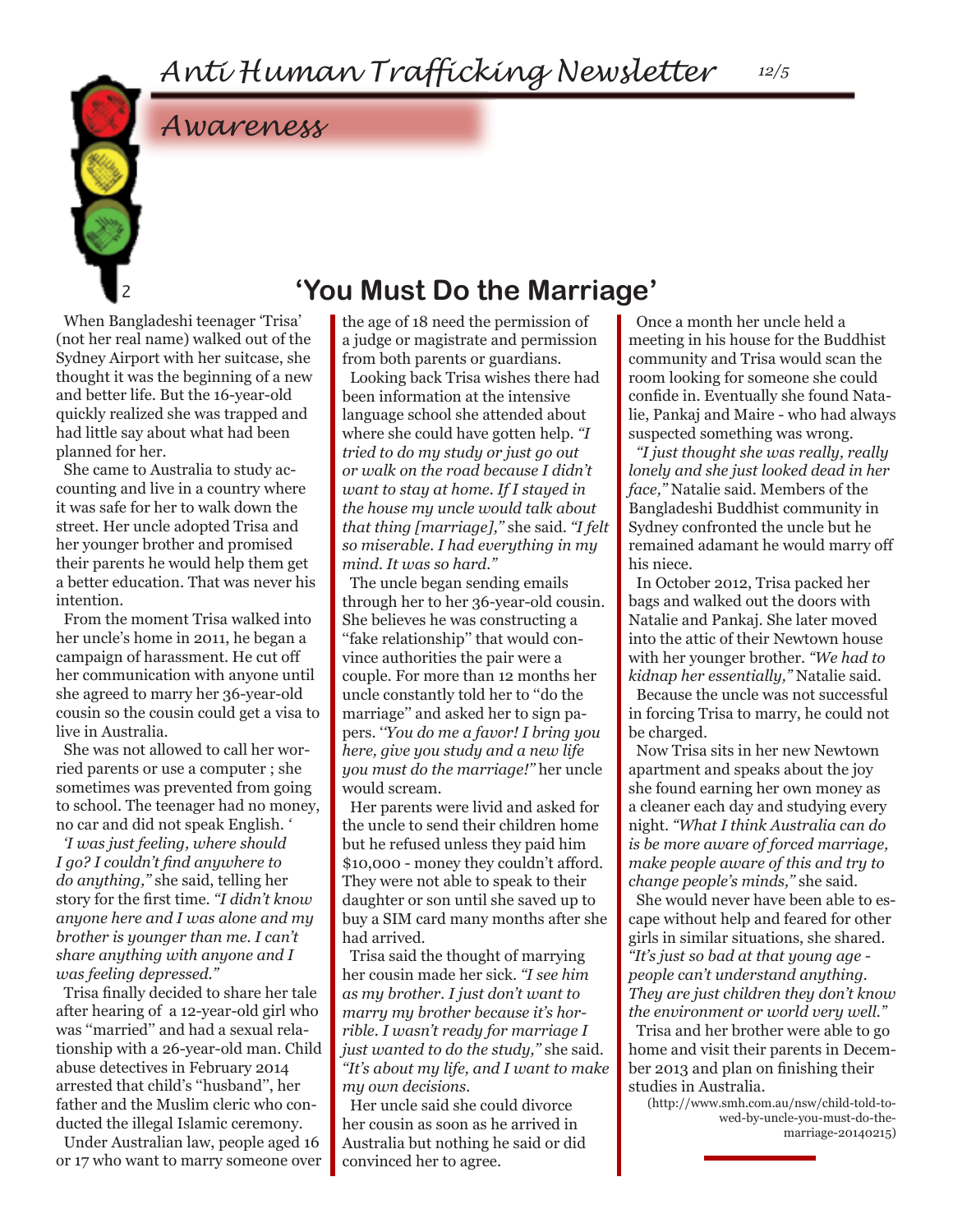## Awareness

# 'You Must Do the Marriage'

When Bangladeshi teenager 'Trisa' (not her real name) walked out of the Sydney Airport with her suitcase, she thought it was the beginning of a new and better life. But the 16-year-old quickly realized she was trapped and had little say about what had been planned for her.

She came to Australia to study accounting and live in a country where it was safe for her to walk down the street. Her uncle adopted Trisa and her younger brother and promised their parents he would help them get a better education. That was never his intention.

From the moment Trisa walked into her uncle's home in 2011, he began a campaign of harassment. He cut off her communication with anyone until she agreed to marry her 36-year-old cousin so the cousin could get a visa to live in Australia.

She was not allowed to call her worried parents or use a computer ; she sometimes was prevented from going to school. The teenager had no money, no car and did not speak English. '

*'I was just feeling, where should I go? I couldn't find anywhere to do anything,"* she said, telling her story for the first time. *"I didn't know anyone here and I was alone and my brother is younger than me. I can't share anything with anyone and I was feeling depressed."*

Trisa finally decided to share her tale after hearing of a 12-year-old girl who was "married" and had a sexual relationship with a 26-year-old man. Child abuse detectives in February 2014 arrested that child's "husband", her father and the Muslim cleric who conducted the illegal Islamic ceremony.

Under Australian law, people aged 16 or 17 who want to marry someone over the age of 18 need the permission of a judge or magistrate and permission from both parents or guardians.

Looking back Trisa wishes there had been information at the intensive language school she attended about where she could have gotten help. *"I tried to do my study or just go out or walk on the road because I didn't want to stay at home. If I stayed in the house my uncle would talk about that thing [marriage],"* she said. *"I felt so miserable. I had everything in my mind. It was so hard."*

The uncle began sending emails through her to her 36-year-old cousin. She believes he was constructing a "fake relationship" that would convince authorities the pair were a couple. For more than 12 months her uncle constantly told her to "do the marriage" and asked her to sign papers. *"You do me a favor! I bring you here, give you study and a new life you must do the marriage!"* her uncle would scream.

Her parents were livid and asked for the uncle to send their children home but he refused unless they paid him $10,000 - money they couldn't afford. They were not able to speak to their daughter or son until she saved up to buy a SIM card many months after she had arrived.

Trisa said the thought of marrying her cousin made her sick. *"I see him as my brother. I just don't want to marry my brother because it's horrible. I wasn't ready for marriage I just wanted to do the study,"* she said. *"It's about my life, and I want to make my own decisions.*

Her uncle said she could divorce her cousin as soon as he arrived in Australia but nothing he said or did convinced her to agree.

Once a month her uncle held a meeting in his house for the Buddhist community and Trisa would scan the room looking for someone she could confide in. Eventually she found Natalie, Pankaj and Maire - who had always suspected something was wrong.

*"I just thought she was really, really lonely and she just looked dead in her face,"* Natalie said. Members of the Bangladeshi Buddhist community in Sydney confronted the uncle but he remained adamant he would marry off his niece.

In October 2012, Trisa packed her bags and walked out the doors with Natalie and Pankaj. She later moved into the attic of their Newtown house with her younger brother. *"We had to kidnap her essentially,"* Natalie said.

Because the uncle was not successful in forcing Trisa to marry, he could not be charged.

Now Trisa sits in her new Newtown apartment and speaks about the joy she found earning her own money as a cleaner each day and studying every night. *"What I think Australia can do is be more aware of forced marriage, make people aware of this and try to change people's minds,"* she said.

She would never have been able to escape without help and feared for other girls in similar situations, she shared. *"It's just so bad at that young age - people can't understand anything. They are just children they don't know the environment or world very well."*

Trisa and her brother were able to go home and visit their parents in December 2013 and plan on finishing their studies in Australia.

(http://www.smh.com.au/nsw/child-told-to-wed-by-uncle-you-must-do-the-marriage-20140215)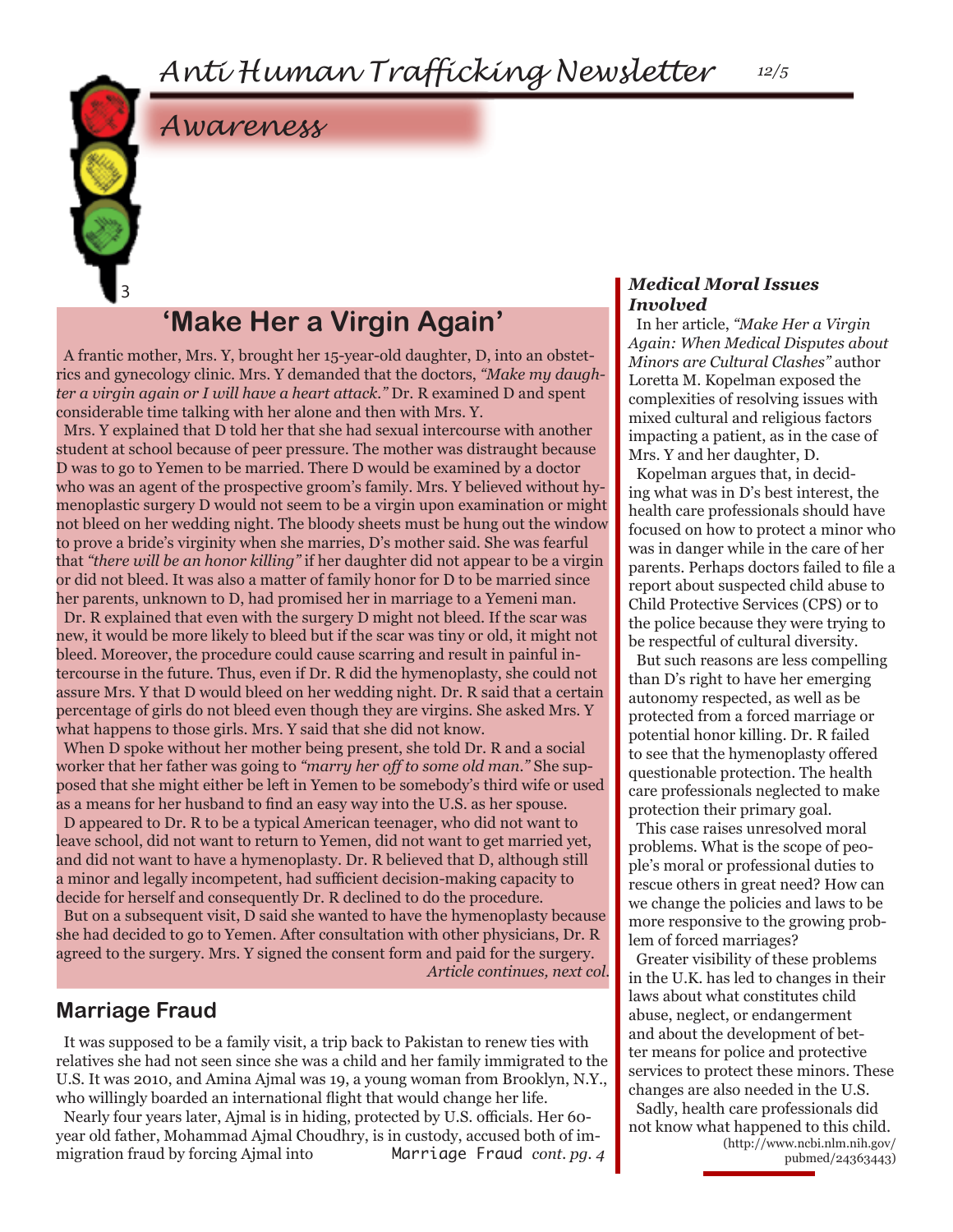# Awareness

## 'Make Her a Virgin Again'

A frantic mother, Mrs. Y, brought her 15-year-old daughter, D, into an obstetrics and gynecology clinic. Mrs. Y demanded that the doctors, *"Make my daughter a virgin again or I will have a heart attack."* Dr. R examined D and spent considerable time talking with her alone and then with Mrs. Y.

Mrs. Y explained that D told her that she had sexual intercourse with another student at school because of peer pressure. The mother was distraught because D was to go to Yemen to be married. There D would be examined by a doctor who was an agent of the prospective groom's family. Mrs. Y believed without hymenoplastic surgery D would not seem to be a virgin upon examination or might not bleed on her wedding night. The bloody sheets must be hung out the window to prove a bride's virginity when she marries, D's mother said. She was fearful that *"there will be an honor killing"* if her daughter did not appear to be a virgin or did not bleed. It was also a matter of family honor for D to be married since her parents, unknown to D, had promised her in marriage to a Yemeni man.

Dr. R explained that even with the surgery D might not bleed. If the scar was new, it would be more likely to bleed but if the scar was tiny or old, it might not bleed. Moreover, the procedure could cause scarring and result in painful intercourse in the future. Thus, even if Dr. R did the hymenoplasty, she could not assure Mrs. Y that D would bleed on her wedding night. Dr. R said that a certain percentage of girls do not bleed even though they are virgins. She asked Mrs. Y what happens to those girls. Mrs. Y said that she did not know.

When D spoke without her mother being present, she told Dr. R and a social worker that her father was going to *"marry her off to some old man."* She supposed that she might either be left in Yemen to be somebody's third wife or used as a means for her husband to find an easy way into the U.S. as her spouse.

D appeared to Dr. R to be a typical American teenager, who did not want to leave school, did not want to return to Yemen, did not want to get married yet, and did not want to have a hymenoplasty. Dr. R believed that D, although still a minor and legally incompetent, had sufficient decision-making capacity to decide for herself and consequently Dr. R declined to do the procedure.

But on a subsequent visit, D said she wanted to have the hymenoplasty because she had decided to go to Yemen. After consultation with other physicians, Dr. R agreed to the surgery. Mrs. Y signed the consent form and paid for the surgery.

*Article continues, next col.*

### *Medical Moral Issues Involved*

In her article, *"Make Her a Virgin Again: When Medical Disputes about Minors are Cultural Clashes"* author Loretta M. Kopelman exposed the complexities of resolving issues with mixed cultural and religious factors impacting a patient, as in the case of Mrs. Y and her daughter, D.

Kopelman argues that, in deciding what was in D's best interest, the health care professionals should have focused on how to protect a minor who was in danger while in the care of her parents. Perhaps doctors failed to file a report about suspected child abuse to Child Protective Services (CPS) or to the police because they were trying to be respectful of cultural diversity.

But such reasons are less compelling than D's right to have her emerging autonomy respected, as well as be protected from a forced marriage or potential honor killing. Dr. R failed to see that the hymenoplasty offered questionable protection. The health care professionals neglected to make protection their primary goal.

This case raises unresolved moral problems. What is the scope of people's moral or professional duties to rescue others in great need? How can we change the policies and laws to be more responsive to the growing problem of forced marriages?

Greater visibility of these problems in the U.K. has led to changes in their laws about what constitutes child abuse, neglect, or endangerment and about the development of better means for police and protective services to protect these minors. These changes are also needed in the U.S.

Sadly, health care professionals did not know what happened to this child.

(http://www.ncbi.nlm.nih.gov/pubmed/24363443)

## Marriage Fraud

It was supposed to be a family visit, a trip back to Pakistan to renew ties with relatives she had not seen since she was a child and her family immigrated to the U.S. It was 2010, and Amina Ajmal was 19, a young woman from Brooklyn, N.Y., who willingly boarded an international flight that would change her life.

Nearly four years later, Ajmal is in hiding, protected by U.S. officials. Her 60-year old father, Mohammad Ajmal Choudhry, is in custody, accused both of immigration fraud by forcing Ajmal into

Marriage Fraud *cont. pg. 4*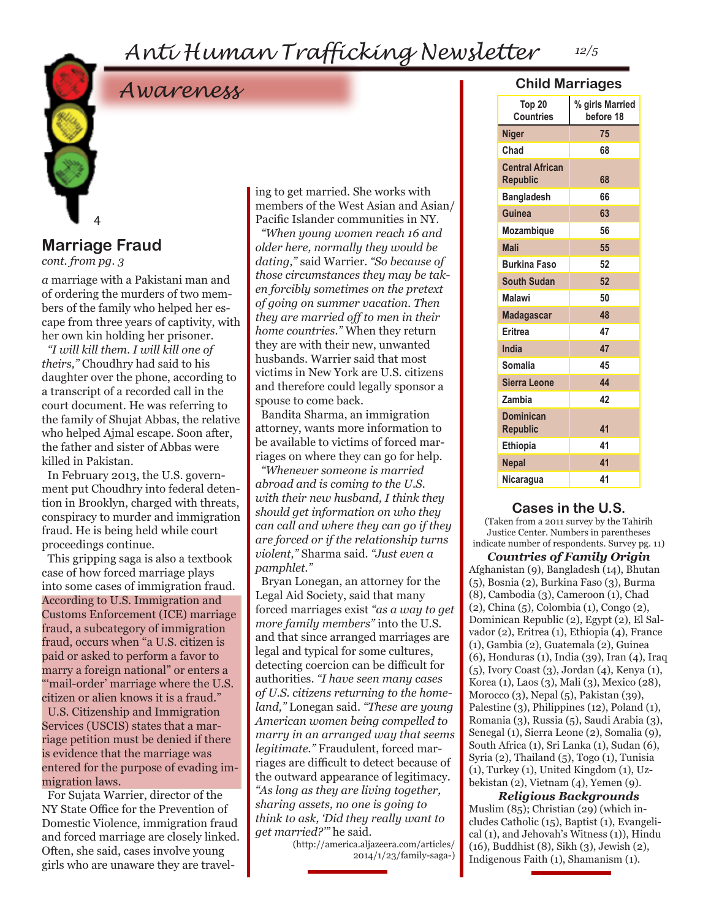## Awareness

## Marriage Fraud

*cont. from pg. 3*

*a* marriage with a Pakistani man and of ordering the murders of two members of the family who helped her escape from three years of captivity, with her own kin holding her prisoner.

*"I will kill them. I will kill one of theirs,"* Choudhry had said to his daughter over the phone, according to a transcript of a recorded call in the court document. He was referring to the family of Shujat Abbas, the relative who helped Ajmal escape. Soon after, the father and sister of Abbas were killed in Pakistan.

In February 2013, the U.S. government put Choudhry into federal detention in Brooklyn, charged with threats, conspiracy to murder and immigration fraud. He is being held while court proceedings continue.

This gripping saga is also a textbook case of how forced marriage plays into some cases of immigration fraud. According to U.S. Immigration and Customs Enforcement (ICE) marriage fraud, a subcategory of immigration fraud, occurs when "a U.S. citizen is paid or asked to perform a favor to marry a foreign national" or enters a "'mail-order' marriage where the U.S. citizen or alien knows it is a fraud."

U.S. Citizenship and Immigration Services (USCIS) states that a marriage petition must be denied if there is evidence that the marriage was entered for the purpose of evading immigration laws.

For Sujata Warrier, director of the NY State Office for the Prevention of Domestic Violence, immigration fraud and forced marriage are closely linked. Often, she said, cases involve young girls who are unaware they are traveling to get married. She works with members of the West Asian and Asian/Pacific Islander communities in NY.

*"When young women reach 16 and older here, normally they would be dating,"* said Warrier. *"So because of those circumstances they may be taken forcibly sometimes on the pretext of going on summer vacation. Then they are married off to men in their home countries."* When they return they are with their new, unwanted husbands. Warrier said that most victims in New York are U.S. citizens and therefore could legally sponsor a spouse to come back.

Bandita Sharma, an immigration attorney, wants more information to be available to victims of forced marriages on where they can go for help.

*"Whenever someone is married abroad and is coming to the U.S. with their new husband, I think they should get information on who they can call and where they can go if they are forced or if the relationship turns violent,"* Sharma said. *"Just even a pamphlet."*

Bryan Lonegan, an attorney for the Legal Aid Society, said that many forced marriages exist *"as a way to get more family members"* into the U.S. and that since arranged marriages are legal and typical for some cultures, detecting coercion can be difficult for authorities. *"I have seen many cases of U.S. citizens returning to the homeland,"* Lonegan said. *"These are young American women being compelled to marry in an arranged way that seems legitimate."* Fraudulent, forced marriages are difficult to detect because of the outward appearance of legitimacy. *"As long as they are living together, sharing assets, no one is going to think to ask, 'Did they really want to get married?'"* he said.

(http://america.aljazeera.com/articles/2014/1/23/family-saga-)

## Child Marriages

| Top 20 Countries | % girls Married before 18 |
|---|---|
| Niger | 75 |
| Chad | 68 |
| Central African Republic | 68 |
| Bangladesh | 66 |
| Guinea | 63 |
| Mozambique | 56 |
| Mali | 55 |
| Burkina Faso | 52 |
| South Sudan | 52 |
| Malawi | 50 |
| Madagascar | 48 |
| Eritrea | 47 |
| India | 47 |
| Somalia | 45 |
| Sierra Leone | 44 |
| Zambia | 42 |
| Dominican Republic | 41 |
| Ethiopia | 41 |
| Nepal | 41 |
| Nicaragua | 41 |

## Cases in the U.S.

(Taken from a 2011 survey by the Tahirih Justice Center. Numbers in parentheses indicate number of respondents. Survey pg. 11)

***Countries of Family Origin***

Afghanistan (9), Bangladesh (14), Bhutan (5), Bosnia (2), Burkina Faso (3), Burma (8), Cambodia (3), Cameroon (1), Chad (2), China (5), Colombia (1), Congo (2), Dominican Republic (2), Egypt (2), El Salvador (2), Eritrea (1), Ethiopia (4), France (1), Gambia (2), Guatemala (2), Guinea (6), Honduras (1), India (39), Iran (4), Iraq (5), Ivory Coast (3), Jordan (4), Kenya (1), Korea (1), Laos (3), Mali (3), Mexico (28), Morocco (3), Nepal (5), Pakistan (39), Palestine (3), Philippines (12), Poland (1), Romania (3), Russia (5), Saudi Arabia (3), Senegal (1), Sierra Leone (2), Somalia (9), South Africa (1), Sri Lanka (1), Sudan (6), Syria (2), Thailand (5), Togo (1), Tunisia (1), Turkey (1), United Kingdom (1), Uzbekistan (2), Vietnam (4), Yemen (9).

***Religious Backgrounds***

Muslim (85); Christian (29) (which includes Catholic (15), Baptist (1), Evangelical (1), and Jehovah's Witness (1)), Hindu (16), Buddhist (8), Sikh (3), Jewish (2), Indigenous Faith (1), Shamanism (1).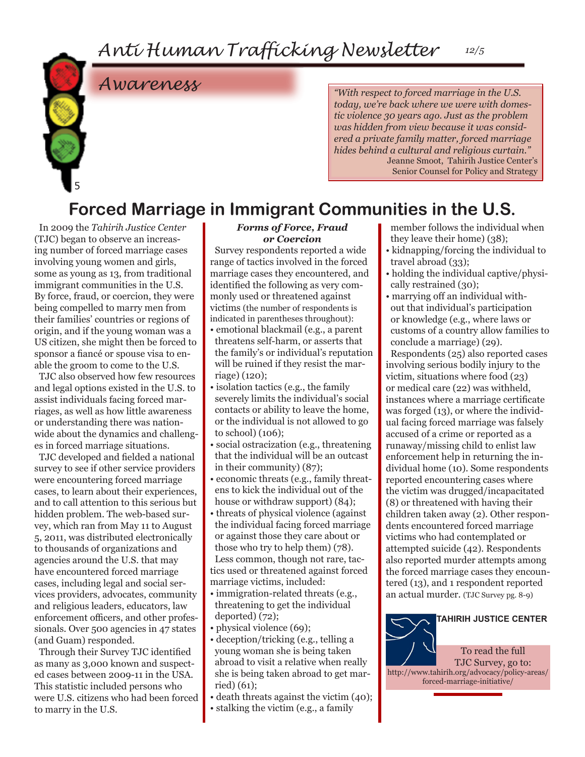*Anti Human Trafficking Newsletter*

## *Awareness*

> *"With respect to forced marriage in the U.S. today, we're back where we were with domestic violence 30 years ago. Just as the problem was hidden from view because it was considered a private family matter, forced marriage hides behind a cultural and religious curtain."*
> Jeanne Smoot, Tahirih Justice Center's Senior Counsel for Policy and Strategy

# Forced Marriage in Immigrant Communities in the U.S.

In 2009 the *Tahirih Justice Center* (TJC) began to observe an increasing number of forced marriage cases involving young women and girls, some as young as 13, from traditional immigrant communities in the U.S. By force, fraud, or coercion, they were being compelled to marry men from their families' countries or regions of origin, and if the young woman was a US citizen, she might then be forced to sponsor a fiancé or spouse visa to enable the groom to come to the U.S.

TJC also observed how few resources and legal options existed in the U.S. to assist individuals facing forced marriages, as well as how little awareness or understanding there was nationwide about the dynamics and challenges in forced marriage situations.

TJC developed and fielded a national survey to see if other service providers were encountering forced marriage cases, to learn about their experiences, and to call attention to this serious but hidden problem. The web-based survey, which ran from May 11 to August 5, 2011, was distributed electronically to thousands of organizations and agencies around the U.S. that may have encountered forced marriage cases, including legal and social services providers, advocates, community and religious leaders, educators, law enforcement officers, and other professionals. Over 500 agencies in 47 states (and Guam) responded.

Through their Survey TJC identified as many as 3,000 known and suspected cases between 2009-11 in the USA. This statistic included persons who were U.S. citizens who had been forced to marry in the U.S.

### *Forms of Force, Fraud or Coercion*

Survey respondents reported a wide range of tactics involved in the forced marriage cases they encountered, and identified the following as very commonly used or threatened against victims (the number of respondents is indicated in parentheses throughout):

- emotional blackmail (e.g., a parent threatens self-harm, or asserts that the family's or individual's reputation will be ruined if they resist the marriage) (120);
- isolation tactics (e.g., the family severely limits the individual's social contacts or ability to leave the home, or the individual is not allowed to go to school) (106);
- social ostracization (e.g., threatening that the individual will be an outcast in their community) (87);
- economic threats (e.g., family threatens to kick the individual out of the house or withdraw support) (84);
- threats of physical violence (against the individual facing forced marriage or against those they care about or those who try to help them) (78).

Less common, though not rare, tactics used or threatened against forced marriage victims, included:

- immigration-related threats (e.g., threatening to get the individual deported) (72);
- physical violence (69);
- deception/tricking (e.g., telling a young woman she is being taken abroad to visit a relative when really she is being taken abroad to get married) (61);
- death threats against the victim (40);
- stalking the victim (e.g., a family member follows the individual when they leave their home) (38);
- kidnapping/forcing the individual to travel abroad (33);
- holding the individual captive/physically restrained (30);
- marrying off an individual without that individual's participation or knowledge (e.g., where laws or customs of a country allow families to conclude a marriage) (29).

Respondents (25) also reported cases involving serious bodily injury to the victim, situations where food (23) or medical care (22) was withheld, instances where a marriage certificate was forged (13), or where the individual facing forced marriage was falsely accused of a crime or reported as a runaway/missing child to enlist law enforcement help in returning the individual home (10). Some respondents reported encountering cases where the victim was drugged/incapacitated (8) or threatened with having their children taken away (2). Other respondents encountered forced marriage victims who had contemplated or attempted suicide (42). Respondents also reported murder attempts among the forced marriage cases they encountered (13), and 1 respondent reported an actual murder. (TJC Survey pg. 8-9)

**TAHIRIH JUSTICE CENTER**

To read the full TJC Survey, go to:
http://www.tahirih.org/advocacy/policy-areas/forced-marriage-initiative/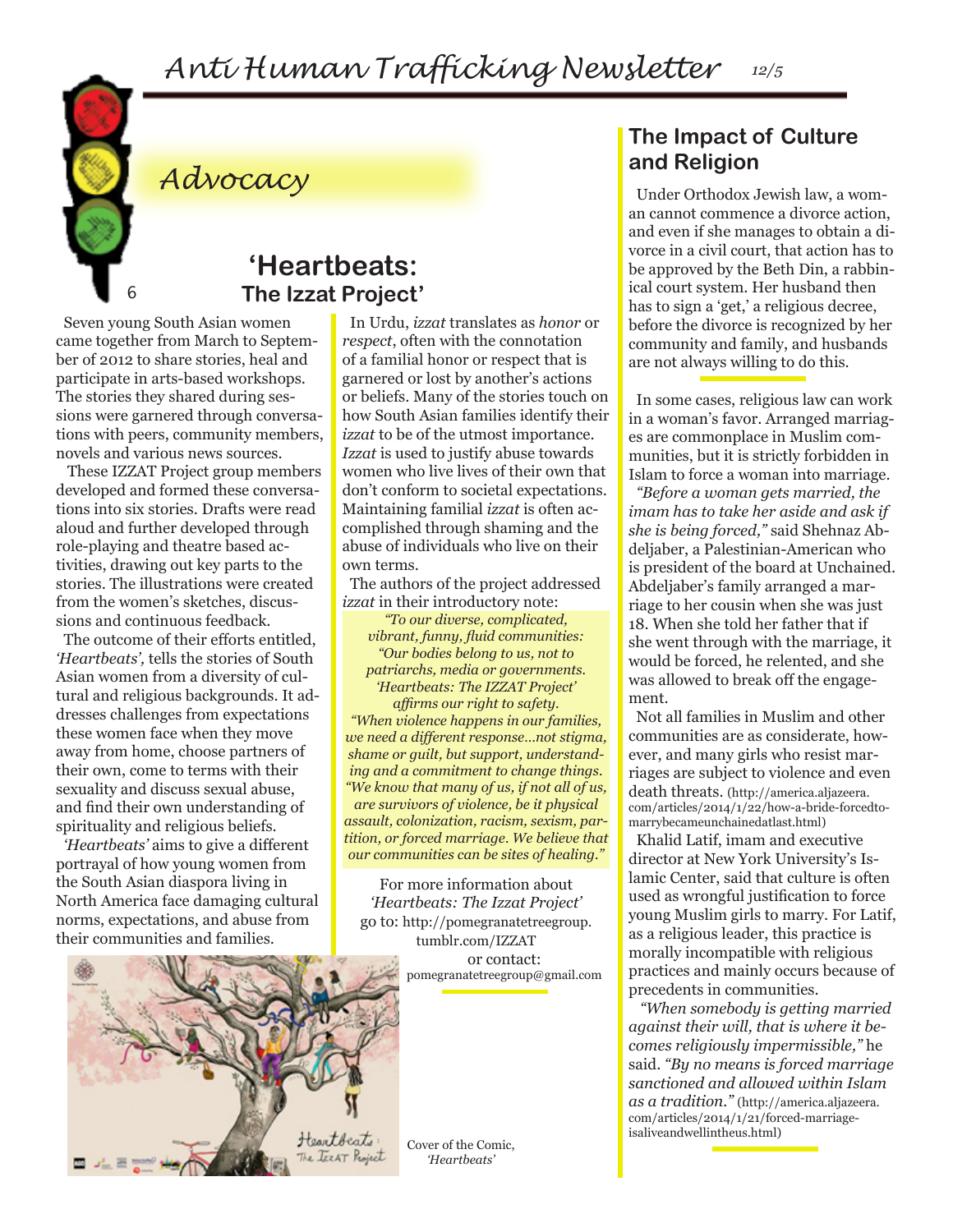# Advocacy

## 'Heartbeats: The Izzat Project'

Seven young South Asian women came together from March to September of 2012 to share stories, heal and participate in arts-based workshops. The stories they shared during sessions were garnered through conversations with peers, community members, novels and various news sources.

These IZZAT Project group members developed and formed these conversations into six stories. Drafts were read aloud and further developed through role-playing and theatre based activities, drawing out key parts to the stories. The illustrations were created from the women's sketches, discussions and continuous feedback.

The outcome of their efforts entitled, *'Heartbeats',* tells the stories of South Asian women from a diversity of cultural and religious backgrounds. It addresses challenges from expectations these women face when they move away from home, choose partners of their own, come to terms with their sexuality and discuss sexual abuse, and find their own understanding of spirituality and religious beliefs.

*'Heartbeats'* aims to give a different portrayal of how young women from the South Asian diaspora living in North America face damaging cultural norms, expectations, and abuse from their communities and families.

In Urdu, *izzat* translates as *honor* or *respect*, often with the connotation of a familial honor or respect that is garnered or lost by another's actions or beliefs. Many of the stories touch on how South Asian families identify their *izzat* to be of the utmost importance. *Izzat* is used to justify abuse towards women who live lives of their own that don't conform to societal expectations. Maintaining familial *izzat* is often accomplished through shaming and the abuse of individuals who live on their own terms.

The authors of the project addressed *izzat* in their introductory note:

*"To our diverse, complicated, vibrant, funny, fluid communities:*
*"Our bodies belong to us, not to patriarchs, media or governments. 'Heartbeats: The IZZAT Project' affirms our right to safety.*
*"When violence happens in our families, we need a different response...not stigma, shame or guilt, but support, understanding and a commitment to change things.*
*"We know that many of us, if not all of us, are survivors of violence, be it physical assault, colonization, racism, sexism, partition, or forced marriage. We believe that our communities can be sites of healing."*

For more information about *'Heartbeats: The Izzat Project'* go to: http://pomegranatetreegroup.tumblr.com/IZZAT or contact: pomegranatetreegroup@gmail.com

Cover of the Comic, *'Heartbeats'*

## The Impact of Culture and Religion

Under Orthodox Jewish law, a woman cannot commence a divorce action, and even if she manages to obtain a divorce in a civil court, that action has to be approved by the Beth Din, a rabbinical court system. Her husband then has to sign a 'get,' a religious decree, before the divorce is recognized by her community and family, and husbands are not always willing to do this.

In some cases, religious law can work in a woman's favor. Arranged marriages are commonplace in Muslim communities, but it is strictly forbidden in Islam to force a woman into marriage.

*"Before a woman gets married, the imam has to take her aside and ask if she is being forced,"* said Shehnaz Abdeljaber, a Palestinian-American who is president of the board at Unchained. Abdeljaber's family arranged a marriage to her cousin when she was just 18. When she told her father that if she went through with the marriage, it would be forced, he relented, and she was allowed to break off the engagement.

Not all families in Muslim and other communities are as considerate, however, and many girls who resist marriages are subject to violence and even death threats. (http://america.aljazeera.com/articles/2014/1/22/how-a-bride-forcedtomarrybecameunchainedatlast.html)

Khalid Latif, imam and executive director at New York University's Islamic Center, said that culture is often used as wrongful justification to force young Muslim girls to marry. For Latif, as a religious leader, this practice is morally incompatible with religious practices and mainly occurs because of precedents in communities.

*"When somebody is getting married against their will, that is where it becomes religiously impermissible,"* he said. *"By no means is forced marriage sanctioned and allowed within Islam as a tradition."* (http://america.aljazeera.com/articles/2014/1/21/forced-marriage-isaliveandwellintheus.html)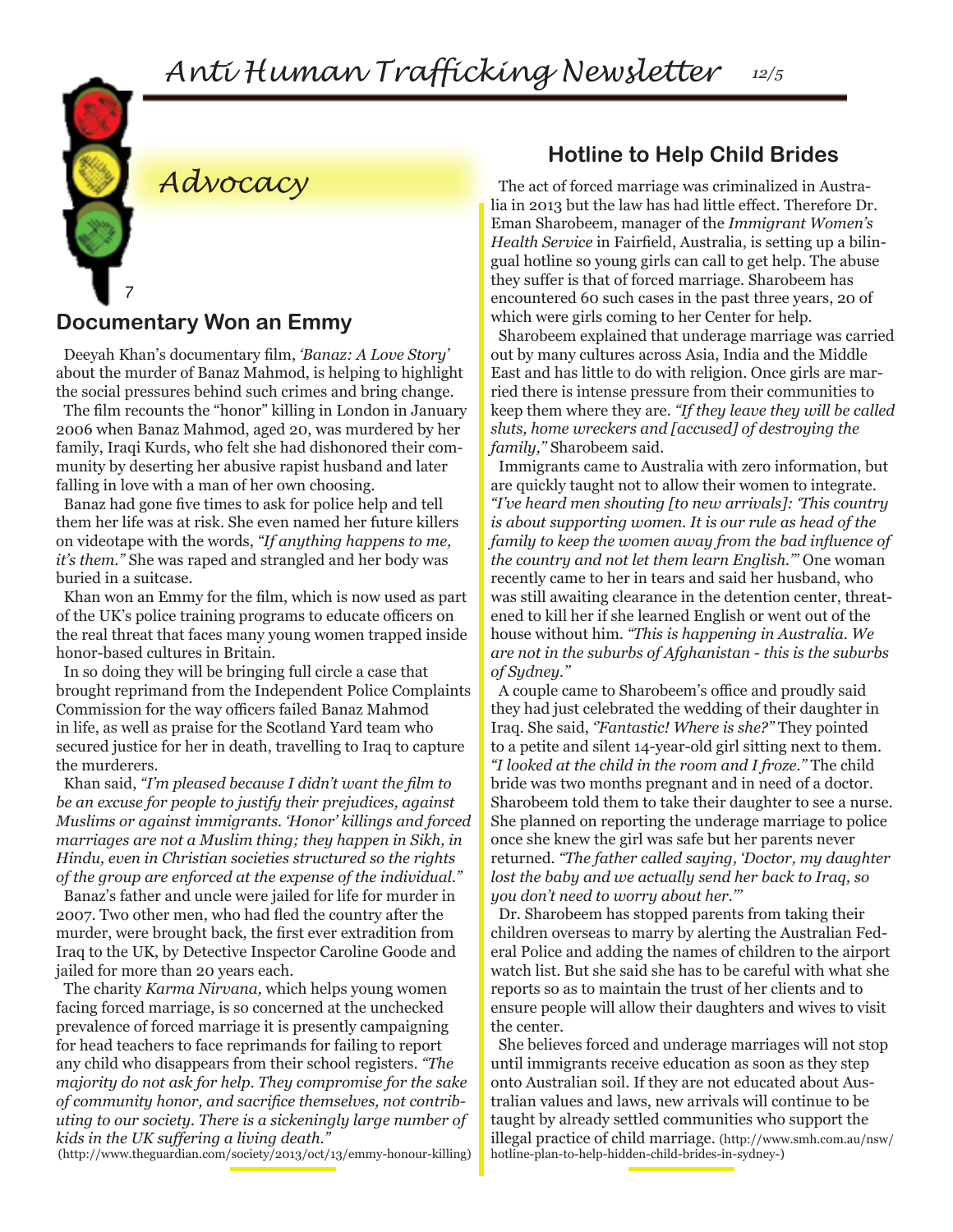## Advocacy

### Documentary Won an Emmy

Deeyah Khan's documentary film, *'Banaz: A Love Story'* about the murder of Banaz Mahmod, is helping to highlight the social pressures behind such crimes and bring change.

The film recounts the "honor" killing in London in January 2006 when Banaz Mahmod, aged 20, was murdered by her family, Iraqi Kurds, who felt she had dishonored their community by deserting her abusive rapist husband and later falling in love with a man of her own choosing.

Banaz had gone five times to ask for police help and tell them her life was at risk. She even named her future killers on videotape with the words, *"If anything happens to me, it's them."* She was raped and strangled and her body was buried in a suitcase.

Khan won an Emmy for the film, which is now used as part of the UK's police training programs to educate officers on the real threat that faces many young women trapped inside honor-based cultures in Britain.

In so doing they will be bringing full circle a case that brought reprimand from the Independent Police Complaints Commission for the way officers failed Banaz Mahmod in life, as well as praise for the Scotland Yard team who secured justice for her in death, travelling to Iraq to capture the murderers.

Khan said, *"I'm pleased because I didn't want the film to be an excuse for people to justify their prejudices, against Muslims or against immigrants. 'Honor' killings and forced marriages are not a Muslim thing; they happen in Sikh, in Hindu, even in Christian societies structured so the rights of the group are enforced at the expense of the individual."*

Banaz's father and uncle were jailed for life for murder in 2007. Two other men, who had fled the country after the murder, were brought back, the first ever extradition from Iraq to the UK, by Detective Inspector Caroline Goode and jailed for more than 20 years each.

The charity *Karma Nirvana,* which helps young women facing forced marriage, is so concerned at the unchecked prevalence of forced marriage it is presently campaigning for head teachers to face reprimands for failing to report any child who disappears from their school registers. *"The majority do not ask for help. They compromise for the sake of community honor, and sacrifice themselves, not contributing to our society. There is a sickeningly large number of kids in the UK suffering a living death."*

(http://www.theguardian.com/society/2013/oct/13/emmy-honour-killing)

### Hotline to Help Child Brides

The act of forced marriage was criminalized in Australia in 2013 but the law has had little effect. Therefore Dr. Eman Sharobeem, manager of the *Immigrant Women's Health Service* in Fairfield, Australia, is setting up a bilingual hotline so young girls can call to get help. The abuse they suffer is that of forced marriage. Sharobeem has encountered 60 such cases in the past three years, 20 of which were girls coming to her Center for help.

Sharobeem explained that underage marriage was carried out by many cultures across Asia, India and the Middle East and has little to do with religion. Once girls are married there is intense pressure from their communities to keep them where they are. *"If they leave they will be called sluts, home wreckers and [accused] of destroying the family,"* Sharobeem said.

Immigrants came to Australia with zero information, but are quickly taught not to allow their women to integrate. *"I've heard men shouting [to new arrivals]: 'This country is about supporting women. It is our rule as head of the family to keep the women away from the bad influence of the country and not let them learn English.'"* One woman recently came to her in tears and said her husband, who was still awaiting clearance in the detention center, threatened to kill her if she learned English or went out of the house without him. *"This is happening in Australia. We are not in the suburbs of Afghanistan - this is the suburbs of Sydney."*

A couple came to Sharobeem's office and proudly said they had just celebrated the wedding of their daughter in Iraq. She said, *"Fantastic! Where is she?"* They pointed to a petite and silent 14-year-old girl sitting next to them. *"I looked at the child in the room and I froze."* The child bride was two months pregnant and in need of a doctor. Sharobeem told them to take their daughter to see a nurse. She planned on reporting the underage marriage to police once she knew the girl was safe but her parents never returned. *"The father called saying, 'Doctor, my daughter lost the baby and we actually send her back to Iraq, so you don't need to worry about her.'"*

Dr. Sharobeem has stopped parents from taking their children overseas to marry by alerting the Australian Federal Police and adding the names of children to the airport watch list. But she said she has to be careful with what she reports so as to maintain the trust of her clients and to ensure people will allow their daughters and wives to visit the center.

She believes forced and underage marriages will not stop until immigrants receive education as soon as they step onto Australian soil. If they are not educated about Australian values and laws, new arrivals will continue to be taught by already settled communities who support the illegal practice of child marriage. (http://www.smh.com.au/nsw/hotline-plan-to-help-hidden-child-brides-in-sydney-)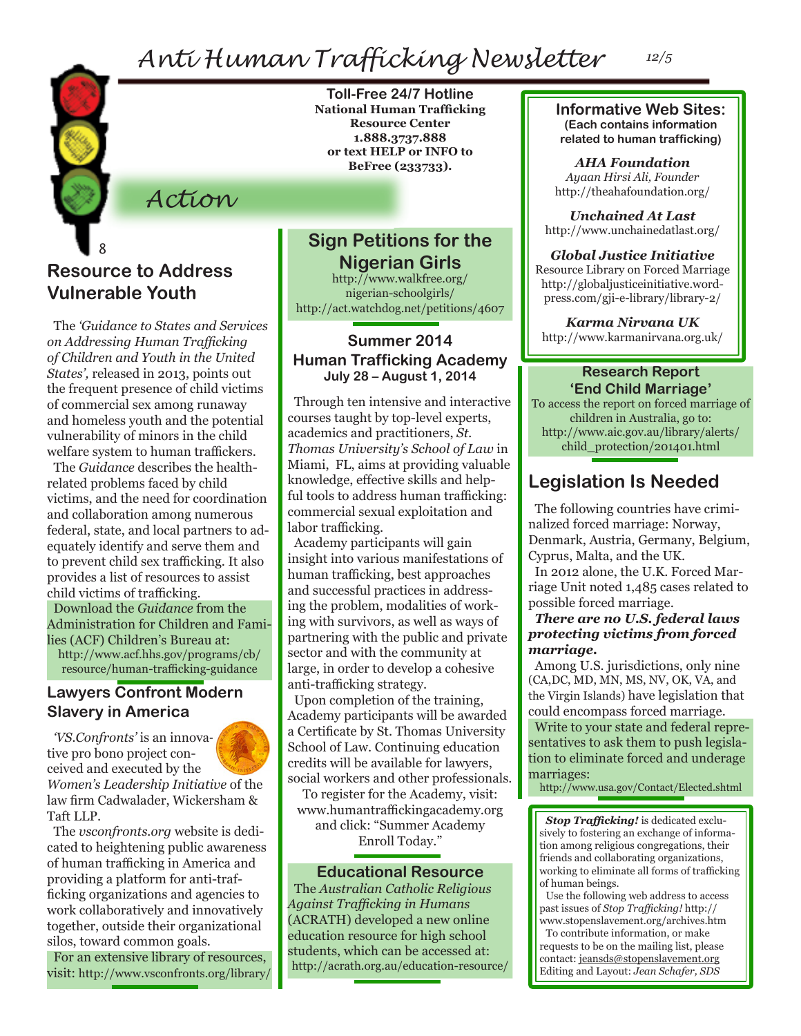# Anti Human Trafficking Newsletter

12/5

## Action

**Toll-Free 24/7 Hotline**
**National Human Trafficking Resource Center**
**1.888.3737.888**
**or text HELP or INFO to BeFree (233733).**

## Resource to Address Vulnerable Youth

The *'Guidance to States and Services on Addressing Human Trafficking of Children and Youth in the United States',* released in 2013, points out the frequent presence of child victims of commercial sex among runaway and homeless youth and the potential vulnerability of minors in the child welfare system to human traffickers.

The *Guidance* describes the health-related problems faced by child victims, and the need for coordination and collaboration among numerous federal, state, and local partners to adequately identify and serve them and to prevent child sex trafficking. It also provides a list of resources to assist child victims of trafficking.

Download the *Guidance* from the Administration for Children and Families (ACF) Children's Bureau at: http://www.acf.hhs.gov/programs/cb/resource/human-trafficking-guidance

## Lawyers Confront Modern Slavery in America

*'VS.Confronts'* is an innovative pro bono project conceived and executed by the *Women's Leadership Initiative* of the law firm Cadwalader, Wickersham & Taft LLP.

The *vsconfronts.org* website is dedicated to heightening public awareness of human trafficking in America and providing a platform for anti-trafficking organizations and agencies to work collaboratively and innovatively together, outside their organizational silos, toward common goals.

For an extensive library of resources, visit: http://www.vsconfronts.org/library/

## Sign Petitions for the Nigerian Girls

http://www.walkfree.org/nigerian-schoolgirls/
http://act.watchdog.net/petitions/4607

## Summer 2014 Human Trafficking Academy

**July 28 – August 1, 2014**

Through ten intensive and interactive courses taught by top-level experts, academics and practitioners, *St. Thomas University's School of Law* in Miami, FL, aims at providing valuable knowledge, effective skills and helpful tools to address human trafficking: commercial sexual exploitation and labor trafficking.

Academy participants will gain insight into various manifestations of human trafficking, best approaches and successful practices in addressing the problem, modalities of working with survivors, as well as ways of partnering with the public and private sector and with the community at large, in order to develop a cohesive anti-trafficking strategy.

Upon completion of the training, Academy participants will be awarded a Certificate by St. Thomas University School of Law. Continuing education credits will be available for lawyers, social workers and other professionals.

To register for the Academy, visit: www.humantraffickingacademy.org and click: "Summer Academy Enroll Today."

## Educational Resource

The *Australian Catholic Religious Against Trafficking in Humans* (ACRATH) developed a new online education resource for high school students, which can be accessed at: http://acrath.org.au/education-resource/

## Informative Web Sites:

**(Each contains information related to human trafficking)**

***AHA Foundation***
*Ayaan Hirsi Ali, Founder*
http://theahafoundation.org/

***Unchained At Last***
http://www.unchainedatlast.org/

***Global Justice Initiative***
Resource Library on Forced Marriage
http://globaljusticeinitiative.wordpress.com/gji-e-library/library-2/

***Karma Nirvana UK***
http://www.karmanirvana.org.uk/

## Research Report 'End Child Marriage'

To access the report on forced marriage of children in Australia, go to: http://www.aic.gov.au/library/alerts/child_protection/201401.html

## Legislation Is Needed

The following countries have criminalized forced marriage: Norway, Denmark, Austria, Germany, Belgium, Cyprus, Malta, and the UK.

In 2012 alone, the U.K. Forced Marriage Unit noted 1,485 cases related to possible forced marriage.

***There are no U.S. federal laws protecting victims from forced marriage.***

Among U.S. jurisdictions, only nine (CA,DC, MD, MN, MS, NV, OK, VA, and the Virgin Islands) have legislation that could encompass forced marriage.

Write to your state and federal representatives to ask them to push legislation to eliminate forced and underage marriages: http://www.usa.gov/Contact/Elected.shtml

***Stop Trafficking!*** is dedicated exclusively to fostering an exchange of information among religious congregations, their friends and collaborating organizations, working to eliminate all forms of trafficking of human beings.

Use the following web address to access past issues of *Stop Trafficking!* http://www.stopenslavement.org/archives.htm

To contribute information, or make requests to be on the mailing list, please contact: jeansds@stopenslavement.org

Editing and Layout: *Jean Schafer, SDS*